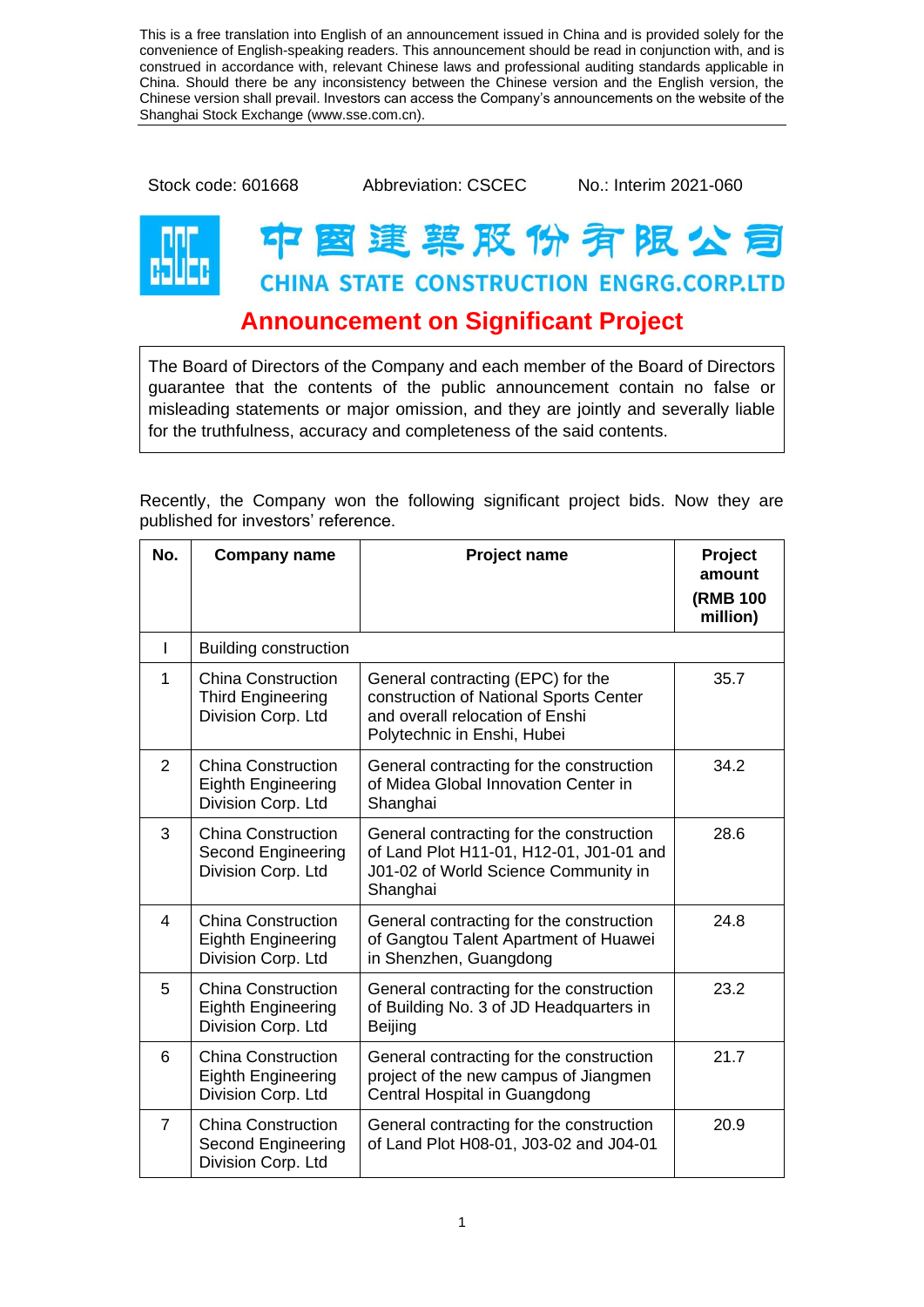This is a free translation into English of an announcement issued in China and is provided solely for the convenience of English-speaking readers. This announcement should be read in conjunction with, and is construed in accordance with, relevant Chinese laws and professional auditing standards applicable in China. Should there be any inconsistency between the Chinese version and the English version, the Chinese version shall prevail. Investors can access the Company's announcements on the website of the Shanghai Stock Exchange (www.sse.com.cn).

Stock code: 601668 Abbreviation: CSCEC No.: Interim 2021-060

中国建筑股份有限公司

CHINA STATE CONSTRUCTION ENGRG.CORP.LTD

# Announcement on Significant Project

The Board of Directors of the Company and each member of the Board of Directors guarantee that the contents of the public announcement contain no false or misleading statements or major omission, and they are jointly and severally liable for the truthfulness, accuracy and completeness of the said contents.

Recently, the Company won the following significant project bids. Now they are published for investors' reference.

| No. | Company name | Project name | Project amount (RMB 100 million) |
|---|---|---|---|
| I | Building construction | | |
| 1 | China Construction Third Engineering Division Corp. Ltd | General contracting (EPC) for the construction of National Sports Center and overall relocation of Enshi Polytechnic in Enshi, Hubei | 35.7 |
| 2 | China Construction Eighth Engineering Division Corp. Ltd | General contracting for the construction of Midea Global Innovation Center in Shanghai | 34.2 |
| 3 | China Construction Second Engineering Division Corp. Ltd | General contracting for the construction of Land Plot H11-01, H12-01, J01-01 and J01-02 of World Science Community in Shanghai | 28.6 |
| 4 | China Construction Eighth Engineering Division Corp. Ltd | General contracting for the construction of Gangtou Talent Apartment of Huawei in Shenzhen, Guangdong | 24.8 |
| 5 | China Construction Eighth Engineering Division Corp. Ltd | General contracting for the construction of Building No. 3 of JD Headquarters in Beijing | 23.2 |
| 6 | China Construction Eighth Engineering Division Corp. Ltd | General contracting for the construction project of the new campus of Jiangmen Central Hospital in Guangdong | 21.7 |
| 7 | China Construction Second Engineering Division Corp. Ltd | General contracting for the construction of Land Plot H08-01, J03-02 and J04-01 | 20.9 |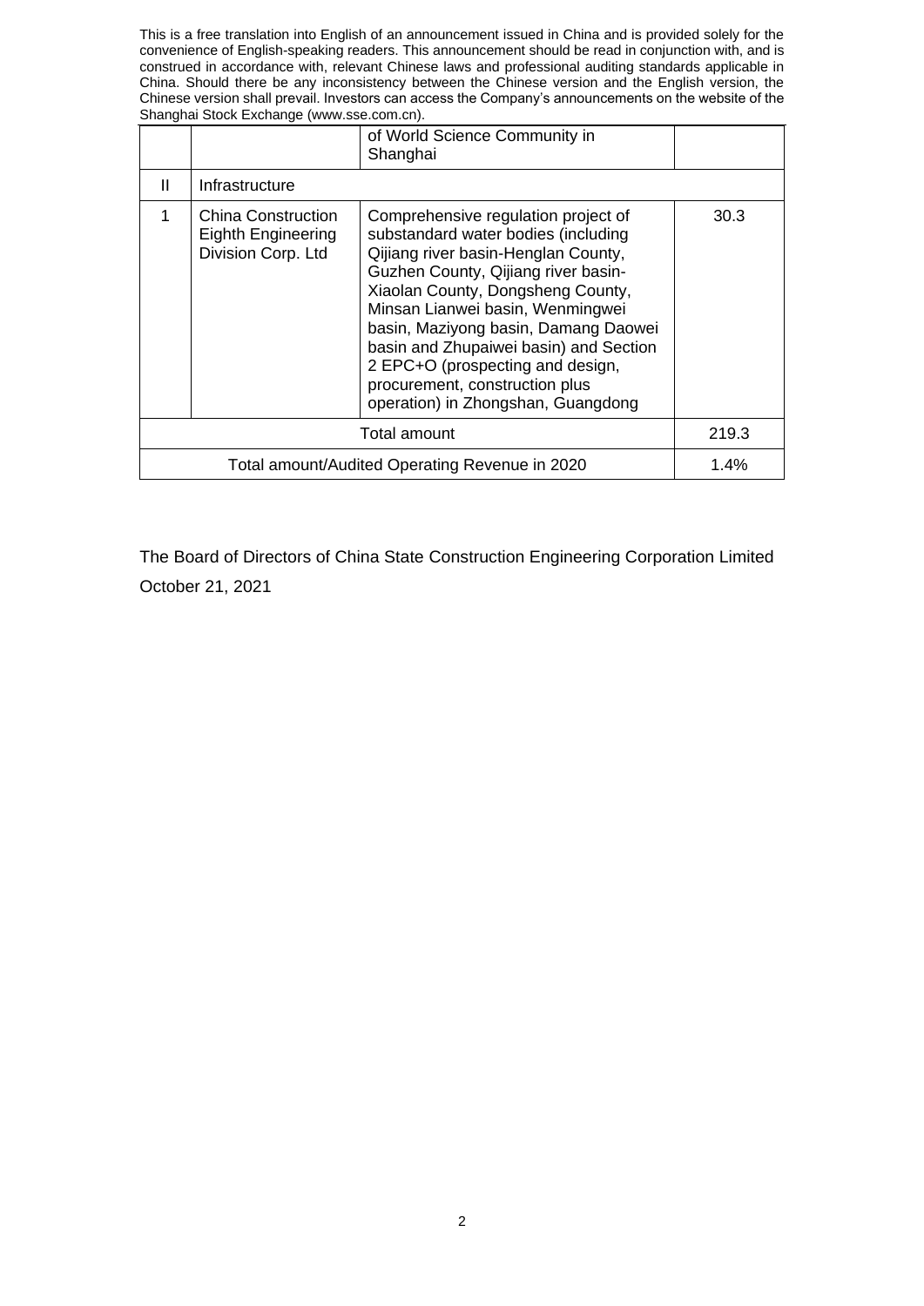This is a free translation into English of an announcement issued in China and is provided solely for the convenience of English-speaking readers. This announcement should be read in conjunction with, and is construed in accordance with, relevant Chinese laws and professional auditing standards applicable in China. Should there be any inconsistency between the Chinese version and the English version, the Chinese version shall prevail. Investors can access the Company's announcements on the website of the Shanghai Stock Exchange (www.sse.com.cn).

| | | | |
|---|---|---|---|
| | | of World Science Community in Shanghai | |
| II | Infrastructure | | |
| 1 | China Construction Eighth Engineering Division Corp. Ltd | Comprehensive regulation project of substandard water bodies (including Qijiang river basin-Henglan County, Guzhen County, Qijiang river basin-Xiaolan County, Dongsheng County, Minsan Lianwei basin, Wenmingwei basin, Maziyong basin, Damang Daowei basin and Zhupaiwei basin) and Section 2 EPC+O (prospecting and design, procurement, construction plus operation) in Zhongshan, Guangdong | 30.3 |
| Total amount | | | 219.3 |
| Total amount/Audited Operating Revenue in 2020 | | | 1.4% |

The Board of Directors of China State Construction Engineering Corporation Limited

October 21, 2021